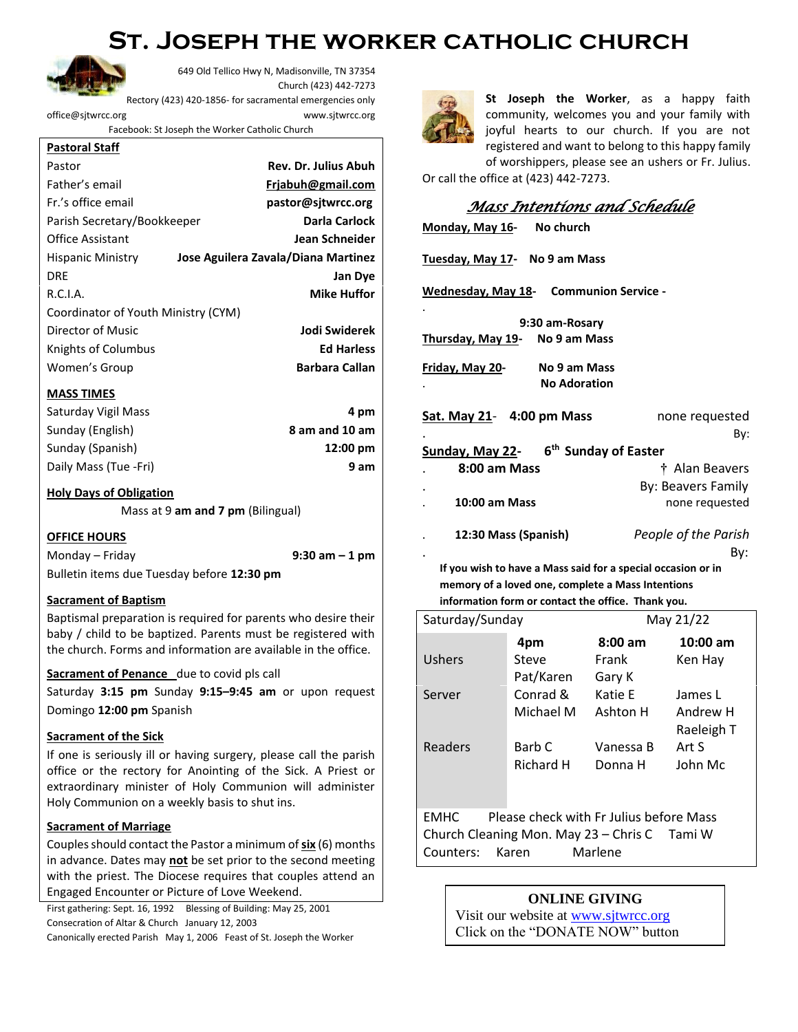# St. Joseph the Worker Catholic Church

649 Old Tellico Hwy N, Madisonville, TN 37354
Church (423) 442-7273
Rectory (423) 420-1856- for sacramental emergencies only
office@sjtwrcc.org www.sjtwrcc.org
Facebook: St Joseph the Worker Catholic Church

**Pastoral Staff**

| | |
|---|---|
| Pastor | **Rev. Dr. Julius Abuh** |
| Father's email | **Frjabuh@gmail.com** |
| Fr.'s office email | **pastor@sjtwrcc.org** |
| Parish Secretary/Bookkeeper | **Darla Carlock** |
| Office Assistant | **Jean Schneider** |
| Hispanic Ministry | **Jose Aguilera Zavala/Diana Martinez** |
| DRE | **Jan Dye** |
| R.C.I.A. | **Mike Huffor** |
| Coordinator of Youth Ministry (CYM) | |
| Director of Music | **Jodi Swiderek** |
| Knights of Columbus | **Ed Harless** |
| Women's Group | **Barbara Callan** |

**MASS TIMES**

| | |
|---|---|
| Saturday Vigil Mass | **4 pm** |
| Sunday (English) | **8 am and 10 am** |
| Sunday (Spanish) | **12:00 pm** |
| Daily Mass (Tue -Fri) | **9 am** |

**Holy Days of Obligation**

Mass at 9 **am and 7 pm** (Bilingual)

**OFFICE HOURS**

Monday – Friday **9:30 am – 1 pm**

Bulletin items due Tuesday before **12:30 pm**

**Sacrament of Baptism**

Baptismal preparation is required for parents who desire their baby / child to be baptized. Parents must be registered with the church. Forms and information are available in the office.

**Sacrament of Penance** due to covid pls call

Saturday **3:15 pm** Sunday **9:15–9:45 am** or upon request
Domingo **12:00 pm** Spanish

**Sacrament of the Sick**

If one is seriously ill or having surgery, please call the parish office or the rectory for Anointing of the Sick. A Priest or extraordinary minister of Holy Communion will administer Holy Communion on a weekly basis to shut ins.

**Sacrament of Marriage**

Couples should contact the Pastor a minimum of **six** (6) months in advance. Dates may **not** be set prior to the second meeting with the priest. The Diocese requires that couples attend an Engaged Encounter or Picture of Love Weekend.

First gathering: Sept. 16, 1992 Blessing of Building: May 25, 2001
Consecration of Altar & Church January 12, 2003
Canonically erected Parish May 1, 2006 Feast of St. Joseph the Worker

**St Joseph the Worker**, as a happy faith community, welcomes you and your family with joyful hearts to our church. If you are not registered and want to belong to this happy family of worshippers, please see an ushers or Fr. Julius. Or call the office at (423) 442-7273.

## *Mass Intentions and Schedule*

**Monday, May 16**- **No church**

**Tuesday, May 17**- **No 9 am Mass**

**Wednesday, May 18**- **Communion Service -**
**9:30 am-Rosary**

**Thursday, May 19**- **No 9 am Mass**

**Friday, May 20**- **No 9 am Mass**
**No Adoration**

**Sat. May 21**- **4:00 pm Mass** none requested
By:

**Sunday, May 22**- **6th Sunday of Easter**

**8:00 am Mass** † Alan Beavers
By: Beavers Family

**10:00 am Mass** none requested

**12:30 Mass (Spanish)** *People of the Parish*
By:

**If you wish to have a Mass said for a special occasion or in memory of a loved one, complete a Mass Intentions information form or contact the office. Thank you.**

| Saturday/Sunday | | May 21/22 | |
|---|---|---|---|
| | **4pm** | **8:00 am** | **10:00 am** |
| Ushers | Steve<br>Pat/Karen | Frank<br>Gary K | Ken Hay |
| Server | Conrad &<br>Michael M | Katie E<br>Ashton H | James L<br>Andrew H<br>Raeleigh T |
| Readers | Barb C<br>Richard H | Vanessa B<br>Donna H | Art S<br>John Mc |

EMHC Please check with Fr Julius before Mass
Church Cleaning Mon. May 23 – Chris C Tami W
Counters: Karen Marlene

**ONLINE GIVING**
Visit our website at www.sjtwrcc.org
Click on the "DONATE NOW" button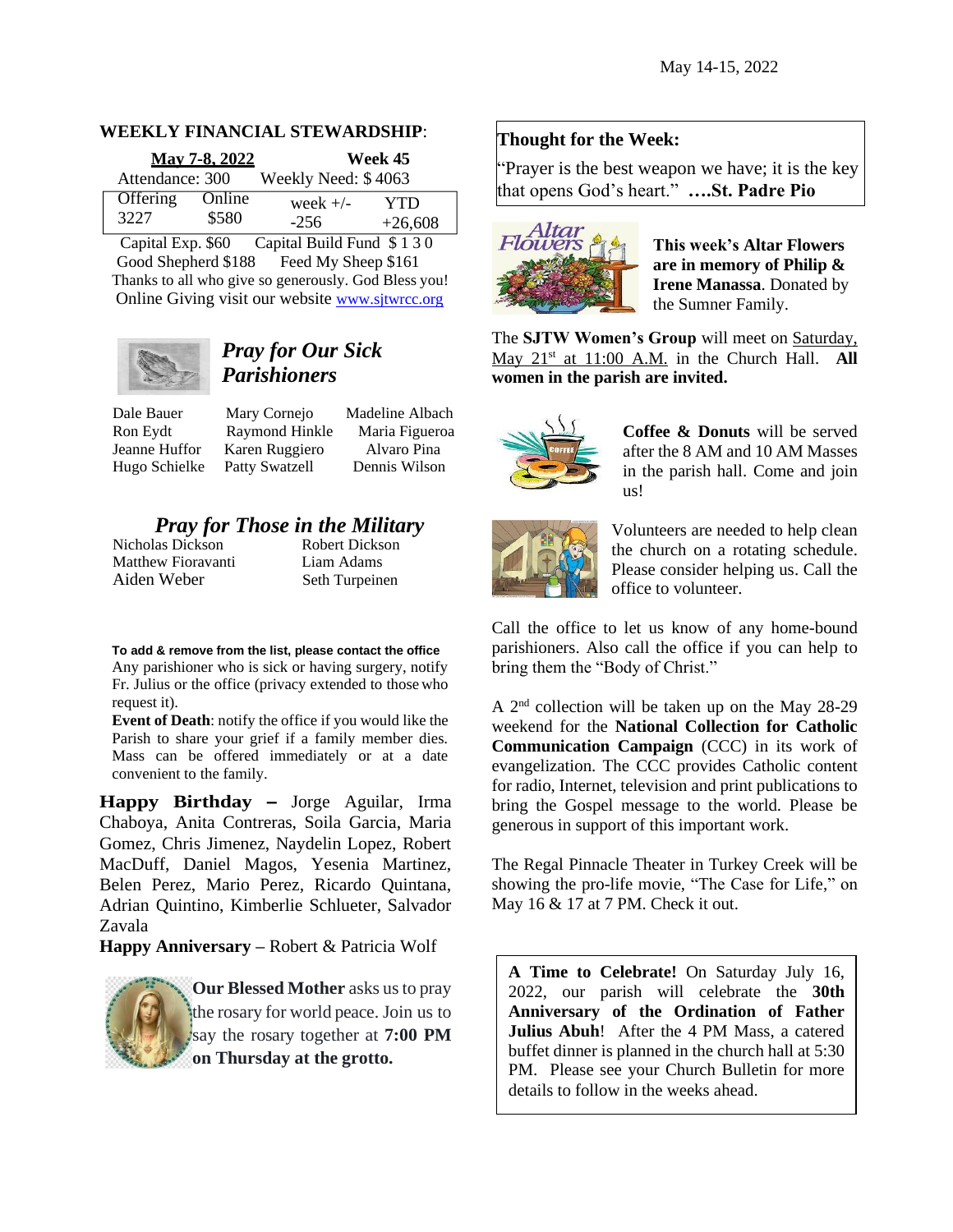May 14-15, 2022

**WEEKLY FINANCIAL STEWARDSHIP**:

| **May 7-8, 2022** | | **Week 45** | |
|---|---|---|---|
| Attendance: 300 | | Weekly Need: $ 4063 | |
| Offering | Online | week +/- | YTD |
| 3227 | $580 | -256 | +26,608 |

Capital Exp. $60 Capital Build Fund $ 1 3 0

Good Shepherd $188 Feed My Sheep $161

Thanks to all who give so generously. God Bless you!

Online Giving visit our website www.sjtwrcc.org

## *Pray for Our Sick Parishioners*

| | | |
|---|---|---|
| Dale Bauer | Mary Cornejo | Madeline Albach |
| Ron Eydt | Raymond Hinkle | Maria Figueroa |
| Jeanne Huffor | Karen Ruggiero | Alvaro Pina |
| Hugo Schielke | Patty Swatzell | Dennis Wilson |

## *Pray for Those in the Military*

| | |
|---|---|
| Nicholas Dickson | Robert Dickson |
| Matthew Fioravanti | Liam Adams |
| Aiden Weber | Seth Turpeinen |

**To add & remove from the list, please contact the office**

Any parishioner who is sick or having surgery, notify Fr. Julius or the office (privacy extended to those who request it).

**Event of Death**: notify the office if you would like the Parish to share your grief if a family member dies. Mass can be offered immediately or at a date convenient to the family.

**Happy Birthday –** Jorge Aguilar, Irma Chaboya, Anita Contreras, Soila Garcia, Maria Gomez, Chris Jimenez, Naydelin Lopez, Robert MacDuff, Daniel Magos, Yesenia Martinez, Belen Perez, Mario Perez, Ricardo Quintana, Adrian Quintino, Kimberlie Schlueter, Salvador Zavala

**Happy Anniversary** – Robert & Patricia Wolf

**Our Blessed Mother** asks us to pray the rosary for world peace. Join us to say the rosary together at **7:00 PM on Thursday at the grotto.**

**Thought for the Week:**

"Prayer is the best weapon we have; it is the key that opens God's heart." **….St. Padre Pio**

**This week's Altar Flowers are in memory of Philip & Irene Manassa**. Donated by the Sumner Family.

The **SJTW Women's Group** will meet on Saturday, May 21st at 11:00 A.M. in the Church Hall. **All women in the parish are invited.**

**Coffee & Donuts** will be served after the 8 AM and 10 AM Masses in the parish hall. Come and join us!

Volunteers are needed to help clean the church on a rotating schedule. Please consider helping us. Call the office to volunteer.

Call the office to let us know of any home-bound parishioners. Also call the office if you can help to bring them the "Body of Christ."

A 2nd collection will be taken up on the May 28-29 weekend for the **National Collection for Catholic Communication Campaign** (CCC) in its work of evangelization. The CCC provides Catholic content for radio, Internet, television and print publications to bring the Gospel message to the world. Please be generous in support of this important work.

The Regal Pinnacle Theater in Turkey Creek will be showing the pro-life movie, "The Case for Life," on May 16 & 17 at 7 PM. Check it out.

**A Time to Celebrate!** On Saturday July 16, 2022, our parish will celebrate the **30th Anniversary of the Ordination of Father Julius Abuh**! After the 4 PM Mass, a catered buffet dinner is planned in the church hall at 5:30 PM. Please see your Church Bulletin for more details to follow in the weeks ahead.